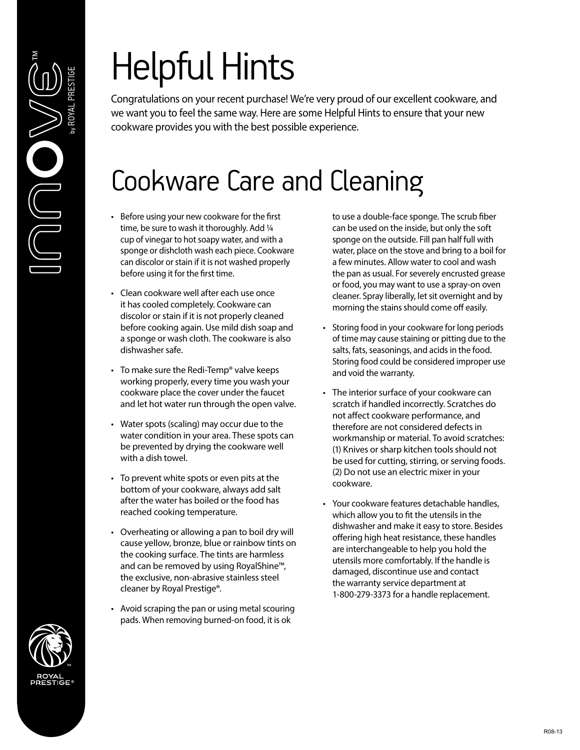# Helpful Hints

Congratulations on your recent purchase! We're very proud of our excellent cookware, and we want you to feel the same way. Here are some Helpful Hints to ensure that your new cookware provides you with the best possible experience.

# Cookware Care and Cleaning

- Before using your new cookware for the first time, be sure to wash it thoroughly. Add ¼ cup of vinegar to hot soapy water, and with a sponge or dishcloth wash each piece. Cookware can discolor or stain if it is not washed properly before using it for the first time.
- Clean cookware well after each use once it has cooled completely. Cookware can discolor or stain if it is not properly cleaned before cooking again. Use mild dish soap and a sponge or wash cloth. The cookware is also dishwasher safe.
- To make sure the Redi-Temp® valve keeps working properly, every time you wash your cookware place the cover under the faucet and let hot water run through the open valve.
- Water spots (scaling) may occur due to the water condition in your area. These spots can be prevented by drying the cookware well with a dish towel.
- To prevent white spots or even pits at the bottom of your cookware, always add salt after the water has boiled or the food has reached cooking temperature.
- Overheating or allowing a pan to boil dry will cause yellow, bronze, blue or rainbow tints on the cooking surface. The tints are harmless and can be removed by using RoyalShine™, the exclusive, non-abrasive stainless steel cleaner by Royal Prestige®.
- Avoid scraping the pan or using metal scouring pads. When removing burned-on food, it is ok to use a double-face sponge. The scrub fiber can be used on the inside, but only the soft sponge on the outside. Fill pan half full with water, place on the stove and bring to a boil for a few minutes. Allow water to cool and wash the pan as usual. For severely encrusted grease or food, you may want to use a spray-on oven cleaner. Spray liberally, let sit overnight and by morning the stains should come off easily.
- Storing food in your cookware for long periods of time may cause staining or pitting due to the salts, fats, seasonings, and acids in the food. Storing food could be considered improper use and void the warranty.
- The interior surface of your cookware can scratch if handled incorrectly. Scratches do not affect cookware performance, and therefore are not considered defects in workmanship or material. To avoid scratches: (1) Knives or sharp kitchen tools should not be used for cutting, stirring, or serving foods. (2) Do not use an electric mixer in your cookware.
- Your cookware features detachable handles, which allow you to fit the utensils in the dishwasher and make it easy to store. Besides offering high heat resistance, these handles are interchangeable to help you hold the utensils more comfortably. If the handle is damaged, discontinue use and contact the warranty service department at 1-800-279-3373 for a handle replacement.

R08-13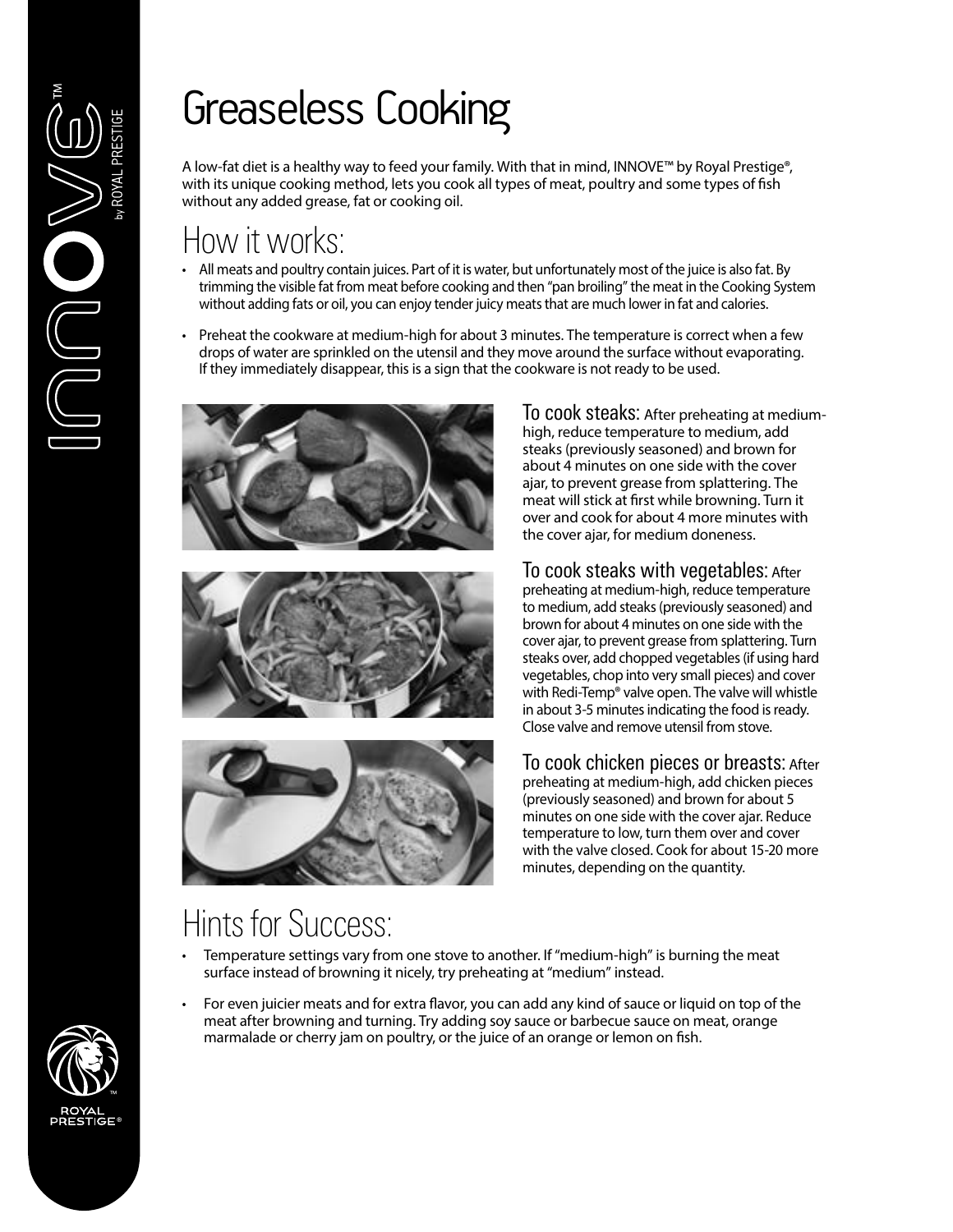# Greaseless Cooking

A low-fat diet is a healthy way to feed your family. With that in mind, INNOVE™ by Royal Prestige®, with its unique cooking method, lets you cook all types of meat, poultry and some types of fish without any added grease, fat or cooking oil.

## How it works:

- All meats and poultry contain juices. Part of it is water, but unfortunately most of the juice is also fat. By trimming the visible fat from meat before cooking and then "pan broiling" the meat in the Cooking System without adding fats or oil, you can enjoy tender juicy meats that are much lower in fat and calories.
- Preheat the cookware at medium-high for about 3 minutes. The temperature is correct when a few drops of water are sprinkled on the utensil and they move around the surface without evaporating. If they immediately disappear, this is a sign that the cookware is not ready to be used.

**To cook steaks:** After preheating at medium-high, reduce temperature to medium, add steaks (previously seasoned) and brown for about 4 minutes on one side with the cover ajar, to prevent grease from splattering. The meat will stick at first while browning. Turn it over and cook for about 4 more minutes with the cover ajar, for medium doneness.

**To cook steaks with vegetables:** After preheating at medium-high, reduce temperature to medium, add steaks (previously seasoned) and brown for about 4 minutes on one side with the cover ajar, to prevent grease from splattering. Turn steaks over, add chopped vegetables (if using hard vegetables, chop into very small pieces) and cover with Redi-Temp® valve open. The valve will whistle in about 3-5 minutes indicating the food is ready. Close valve and remove utensil from stove.

**To cook chicken pieces or breasts:** After preheating at medium-high, add chicken pieces (previously seasoned) and brown for about 5 minutes on one side with the cover ajar. Reduce temperature to low, turn them over and cover with the valve closed. Cook for about 15-20 more minutes, depending on the quantity.

## Hints for Success:

- Temperature settings vary from one stove to another. If "medium-high" is burning the meat surface instead of browning it nicely, try preheating at "medium" instead.
- For even juicier meats and for extra flavor, you can add any kind of sauce or liquid on top of the meat after browning and turning. Try adding soy sauce or barbecue sauce on meat, orange marmalade or cherry jam on poultry, or the juice of an orange or lemon on fish.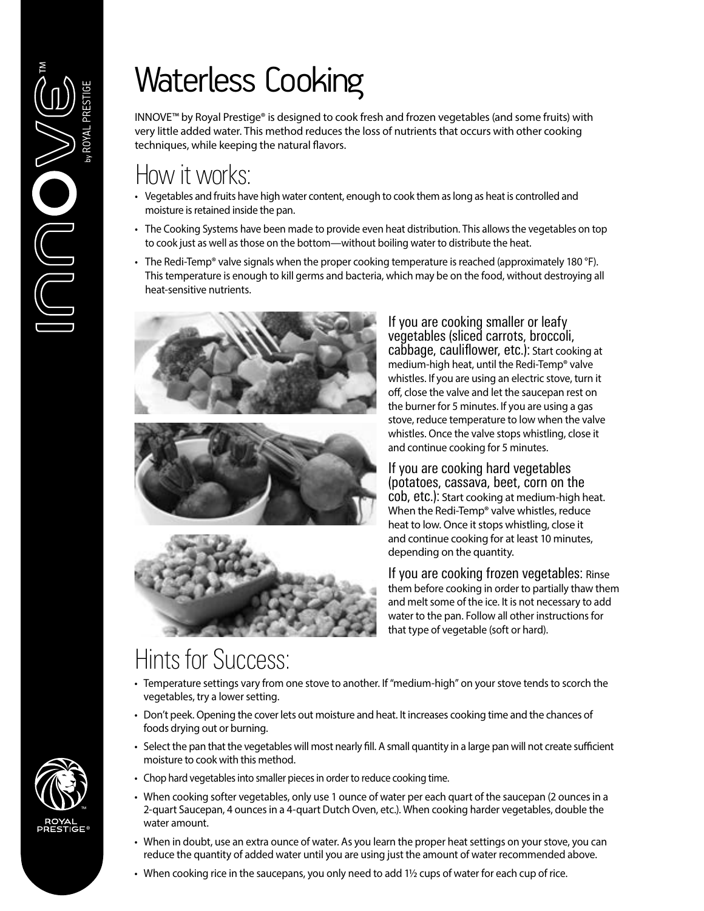# Waterless Cooking

INNOVE™ by Royal Prestige® is designed to cook fresh and frozen vegetables (and some fruits) with very little added water. This method reduces the loss of nutrients that occurs with other cooking techniques, while keeping the natural flavors.

## How it works:

- Vegetables and fruits have high water content, enough to cook them as long as heat is controlled and moisture is retained inside the pan.
- The Cooking Systems have been made to provide even heat distribution. This allows the vegetables on top to cook just as well as those on the bottom—without boiling water to distribute the heat.
- The Redi-Temp® valve signals when the proper cooking temperature is reached (approximately 180 °F). This temperature is enough to kill germs and bacteria, which may be on the food, without destroying all heat-sensitive nutrients.

**If you are cooking smaller or leafy vegetables (sliced carrots, broccoli, cabbage, cauliflower, etc.):** Start cooking at medium-high heat, until the Redi-Temp® valve whistles. If you are using an electric stove, turn it off, close the valve and let the saucepan rest on the burner for 5 minutes. If you are using a gas stove, reduce temperature to low when the valve whistles. Once the valve stops whistling, close it and continue cooking for 5 minutes.

**If you are cooking hard vegetables (potatoes, cassava, beet, corn on the cob, etc.):** Start cooking at medium-high heat. When the Redi-Temp® valve whistles, reduce heat to low. Once it stops whistling, close it and continue cooking for at least 10 minutes, depending on the quantity.

**If you are cooking frozen vegetables:** Rinse them before cooking in order to partially thaw them and melt some of the ice. It is not necessary to add water to the pan. Follow all other instructions for that type of vegetable (soft or hard).

## Hints for Success:

- Temperature settings vary from one stove to another. If "medium-high" on your stove tends to scorch the vegetables, try a lower setting.
- Don't peek. Opening the cover lets out moisture and heat. It increases cooking time and the chances of foods drying out or burning.
- Select the pan that the vegetables will most nearly fill. A small quantity in a large pan will not create sufficient moisture to cook with this method.
- Chop hard vegetables into smaller pieces in order to reduce cooking time.
- When cooking softer vegetables, only use 1 ounce of water per each quart of the saucepan (2 ounces in a 2-quart Saucepan, 4 ounces in a 4-quart Dutch Oven, etc.). When cooking harder vegetables, double the water amount.
- When in doubt, use an extra ounce of water. As you learn the proper heat settings on your stove, you can reduce the quantity of added water until you are using just the amount of water recommended above.
- When cooking rice in the saucepans, you only need to add 1½ cups of water for each cup of rice.